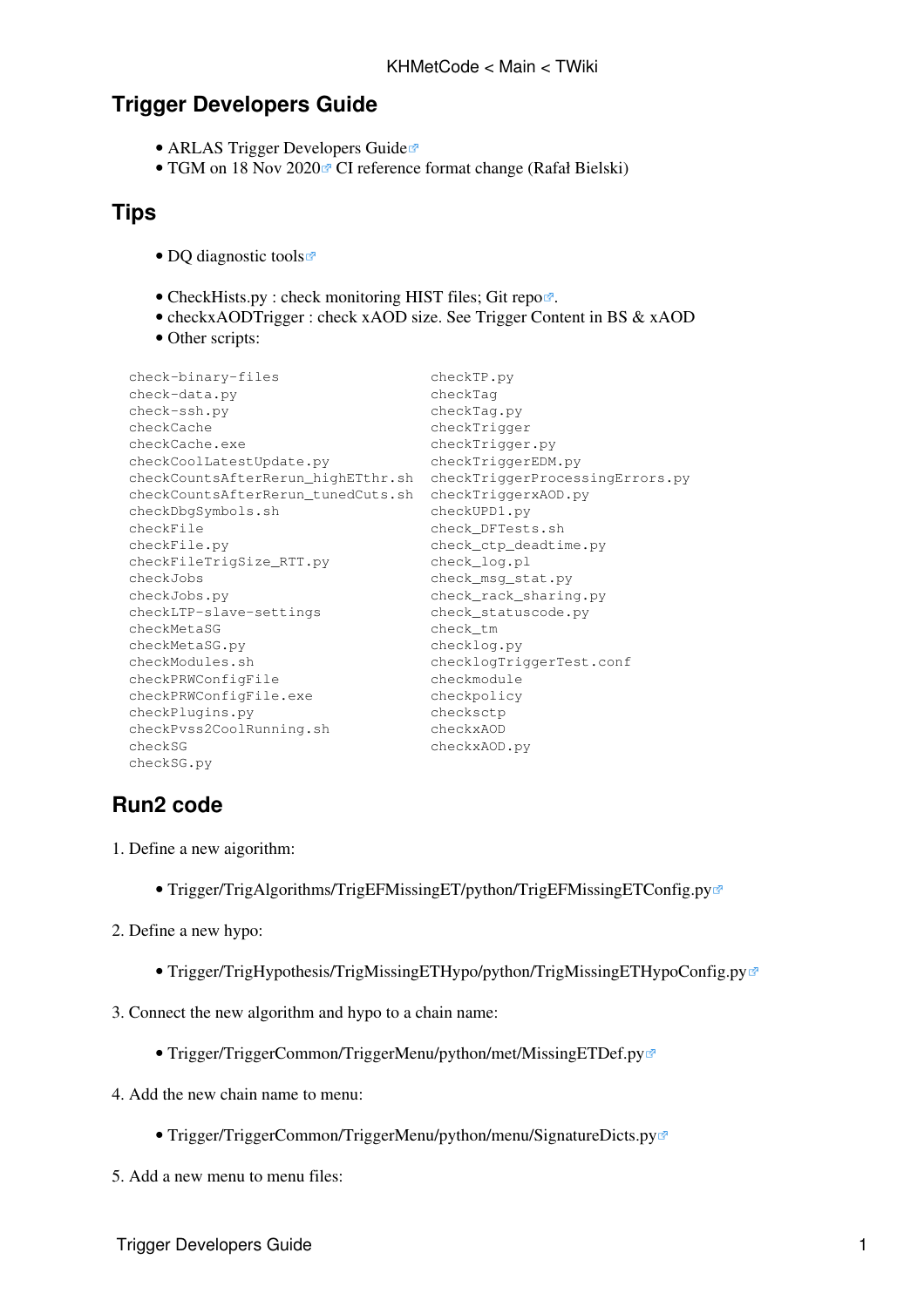## Trigger Developers Guide

- ARLAS Trigger Developers Guide
- TGM on 18 Nov 2020 CI reference format change (Rafał Bielski)

## Tips

- DQ diagnostic tools

- CheckHists.py : check monitoring HIST files; Git repo.
- checkxAODTrigger : check xAOD size. See Trigger Content in BS & xAOD
- Other scripts:

```
check-binary-files                  checkTP.py
check-data.py                       checkTag
check-ssh.py                        checkTag.py
checkCache                          checkTrigger
checkCache.exe                      checkTrigger.py
checkCoolLatestUpdate.py            checkTriggerEDM.py
checkCountsAfterRerun_highETthr.sh  checkTriggerProcessingErrors.py
checkCountsAfterRerun_tunedCuts.sh  checkTriggerxAOD.py
checkDbgSymbols.sh                  checkUPD1.py
checkFile                           check_DFTests.sh
checkFile.py                        check_ctp_deadtime.py
checkFileTrigSize_RTT.py            check_log.pl
checkJobs                           check_msg_stat.py
checkJobs.py                        check_rack_sharing.py
checkLTP-slave-settings             check_statuscode.py
checkMetaSG                         check_tm
checkMetaSG.py                      checklog.py
checkModules.sh                     checklogTriggerTest.conf
checkPRWConfigFile                  checkmodule
checkPRWConfigFile.exe              checkpolicy
checkPlugins.py                     checksctp
checkPvss2CoolRunning.sh            checkxAOD
checkSG                             checkxAOD.py
checkSG.py
```

## Run2 code

1. Define a new aigorithm:
   - Trigger/TrigAlgorithms/TrigEFMissingET/python/TrigEFMissingETConfig.py
2. Define a new hypo:
   - Trigger/TrigHypothesis/TrigMissingETHypo/python/TrigMissingETHypoConfig.py
3. Connect the new algorithm and hypo to a chain name:
   - Trigger/TriggerCommon/TriggerMenu/python/met/MissingETDef.py
4. Add the new chain name to menu:
   - Trigger/TriggerCommon/TriggerMenu/python/menu/SignatureDicts.py
5. Add a new menu to menu files: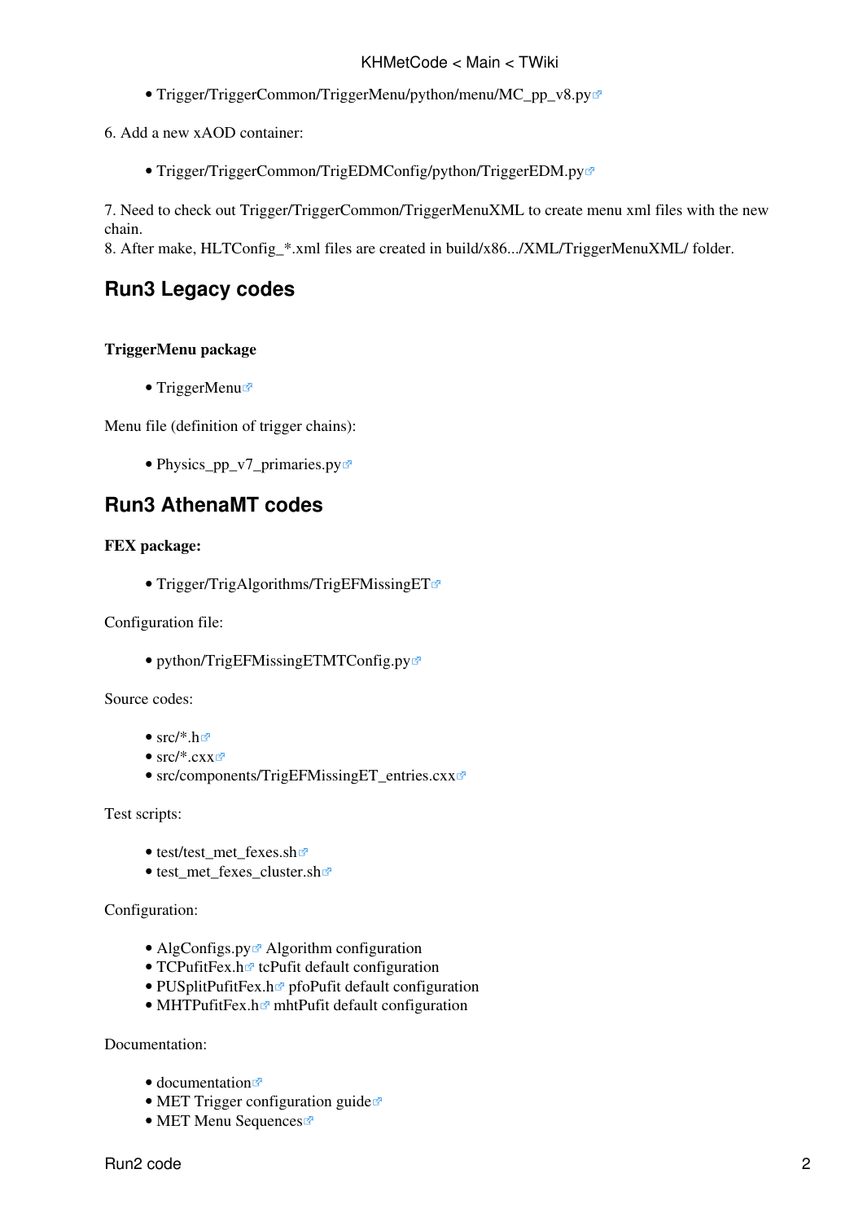- Trigger/TriggerCommon/TriggerMenu/python/menu/MC_pp_v8.py

6. Add a new xAOD container:

- Trigger/TriggerCommon/TrigEDMConfig/python/TriggerEDM.py

7. Need to check out Trigger/TriggerCommon/TriggerMenuXML to create menu xml files with the new chain.
8. After make, HLTConfig_*.xml files are created in build/x86.../XML/TriggerMenuXML/ folder.

## Run3 Legacy codes

**TriggerMenu package**

- TriggerMenu

Menu file (definition of trigger chains):

- Physics_pp_v7_primaries.py

## Run3 AthenaMT codes

**FEX package:**

- Trigger/TrigAlgorithms/TrigEFMissingET

Configuration file:

- python/TrigEFMissingETMTConfig.py

Source codes:

- src/*.h
- src/*.cxx
- src/components/TrigEFMissingET_entries.cxx

Test scripts:

- test/test_met_fexes.sh
- test_met_fexes_cluster.sh

Configuration:

- AlgConfigs.py Algorithm configuration
- TCPufitFex.h tcPufit default configuration
- PUSplitPufitFex.h pfoPufit default configuration
- MHTPufitFex.h mhtPufit default configuration

Documentation:

- documentation
- MET Trigger configuration guide
- MET Menu Sequences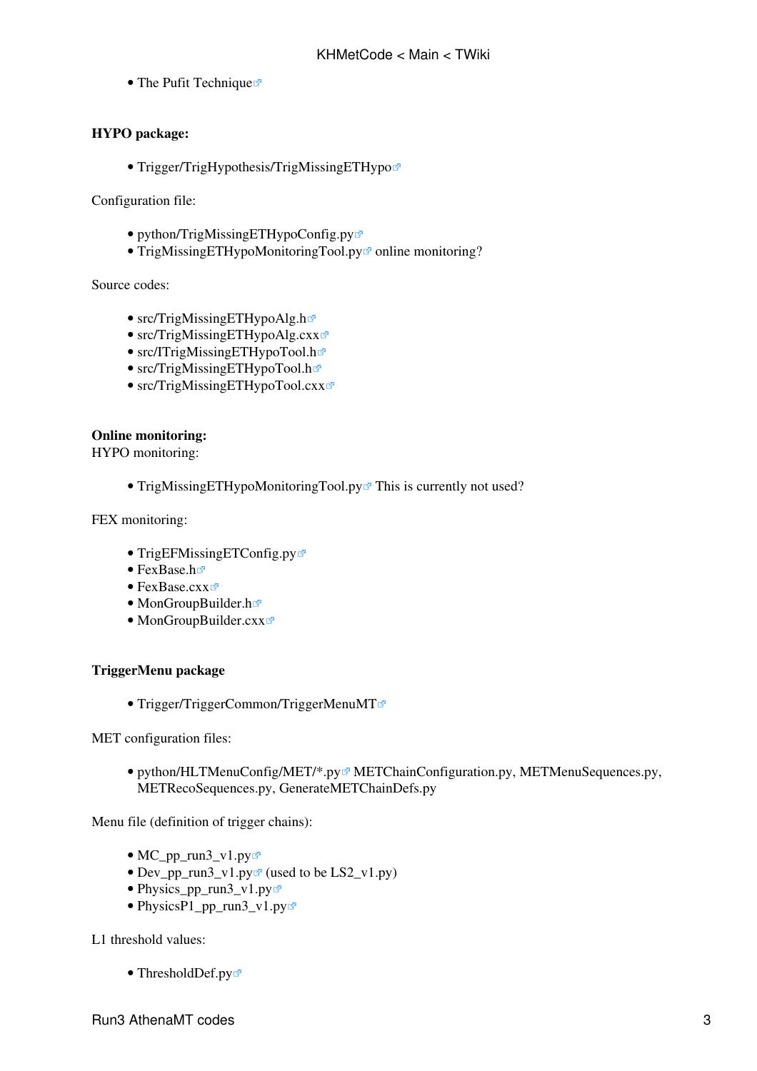- The Pufit Technique

**HYPO package:**

- Trigger/TrigHypothesis/TrigMissingETHypo

Configuration file:

- python/TrigMissingETHypoConfig.py
- TrigMissingETHypoMonitoringTool.py online monitoring?

Source codes:

- src/TrigMissingETHypoAlg.h
- src/TrigMissingETHypoAlg.cxx
- src/ITrigMissingETHypoTool.h
- src/TrigMissingETHypoTool.h
- src/TrigMissingETHypoTool.cxx

**Online monitoring:**
HYPO monitoring:

- TrigMissingETHypoMonitoringTool.py This is currently not used?

FEX monitoring:

- TrigEFMissingETConfig.py
- FexBase.h
- FexBase.cxx
- MonGroupBuilder.h
- MonGroupBuilder.cxx

**TriggerMenu package**

- Trigger/TriggerCommon/TriggerMenuMT

MET configuration files:

- python/HLTMenuConfig/MET/*.py METChainConfiguration.py, METMenuSequences.py, METRecoSequences.py, GenerateMETChainDefs.py

Menu file (definition of trigger chains):

- MC_pp_run3_v1.py
- Dev_pp_run3_v1.py (used to be LS2_v1.py)
- Physics_pp_run3_v1.py
- PhysicsP1_pp_run3_v1.py

L1 threshold values:

- ThresholdDef.py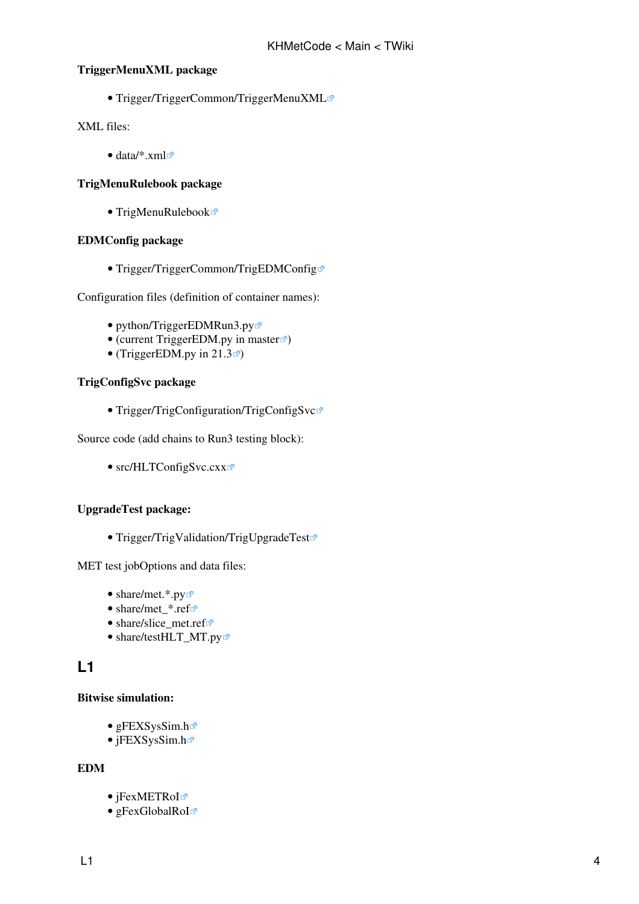**TriggerMenuXML package**

- Trigger/TriggerCommon/TriggerMenuXML

XML files:

- data/*.xml

**TrigMenuRulebook package**

- TrigMenuRulebook

**EDMConfig package**

- Trigger/TriggerCommon/TrigEDMConfig

Configuration files (definition of container names):

- python/TriggerEDMRun3.py
- (current TriggerEDM.py in master)
- (TriggerEDM.py in 21.3)

**TrigConfigSvc package**

- Trigger/TrigConfiguration/TrigConfigSvc

Source code (add chains to Run3 testing block):

- src/HLTConfigSvc.cxx

**UpgradeTest package:**

- Trigger/TrigValidation/TrigUpgradeTest

MET test jobOptions and data files:

- share/met.*.py
- share/met_*.ref
- share/slice_met.ref
- share/testHLT_MT.py

## L1

**Bitwise simulation:**

- gFEXSysSim.h
- jFEXSysSim.h

**EDM**

- jFexMETRoI
- gFexGlobalRoI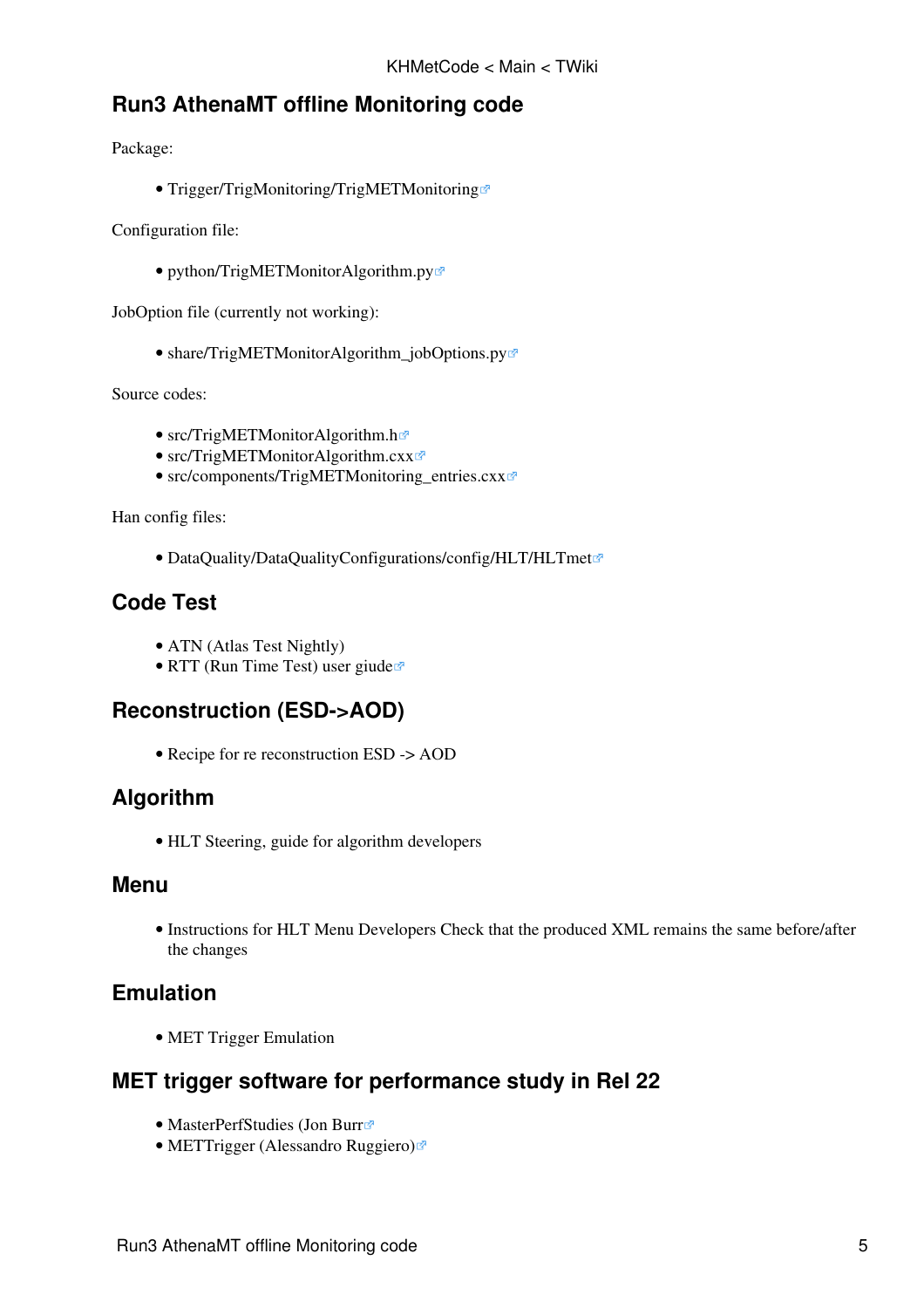## Run3 AthenaMT offline Monitoring code

Package:

- Trigger/TrigMonitoring/TrigMETMonitoring

Configuration file:

- python/TrigMETMonitorAlgorithm.py

JobOption file (currently not working):

- share/TrigMETMonitorAlgorithm_jobOptions.py

Source codes:

- src/TrigMETMonitorAlgorithm.h
- src/TrigMETMonitorAlgorithm.cxx
- src/components/TrigMETMonitoring_entries.cxx

Han config files:

- DataQuality/DataQualityConfigurations/config/HLT/HLTmet

## Code Test

- ATN (Atlas Test Nightly)
- RTT (Run Time Test) user giude

## Reconstruction (ESD->AOD)

- Recipe for re reconstruction ESD -> AOD

## Algorithm

- HLT Steering, guide for algorithm developers

## Menu

- Instructions for HLT Menu Developers Check that the produced XML remains the same before/after the changes

## Emulation

- MET Trigger Emulation

## MET trigger software for performance study in Rel 22

- MasterPerfStudies (Jon Burr)
- METTrigger (Alessandro Ruggiero)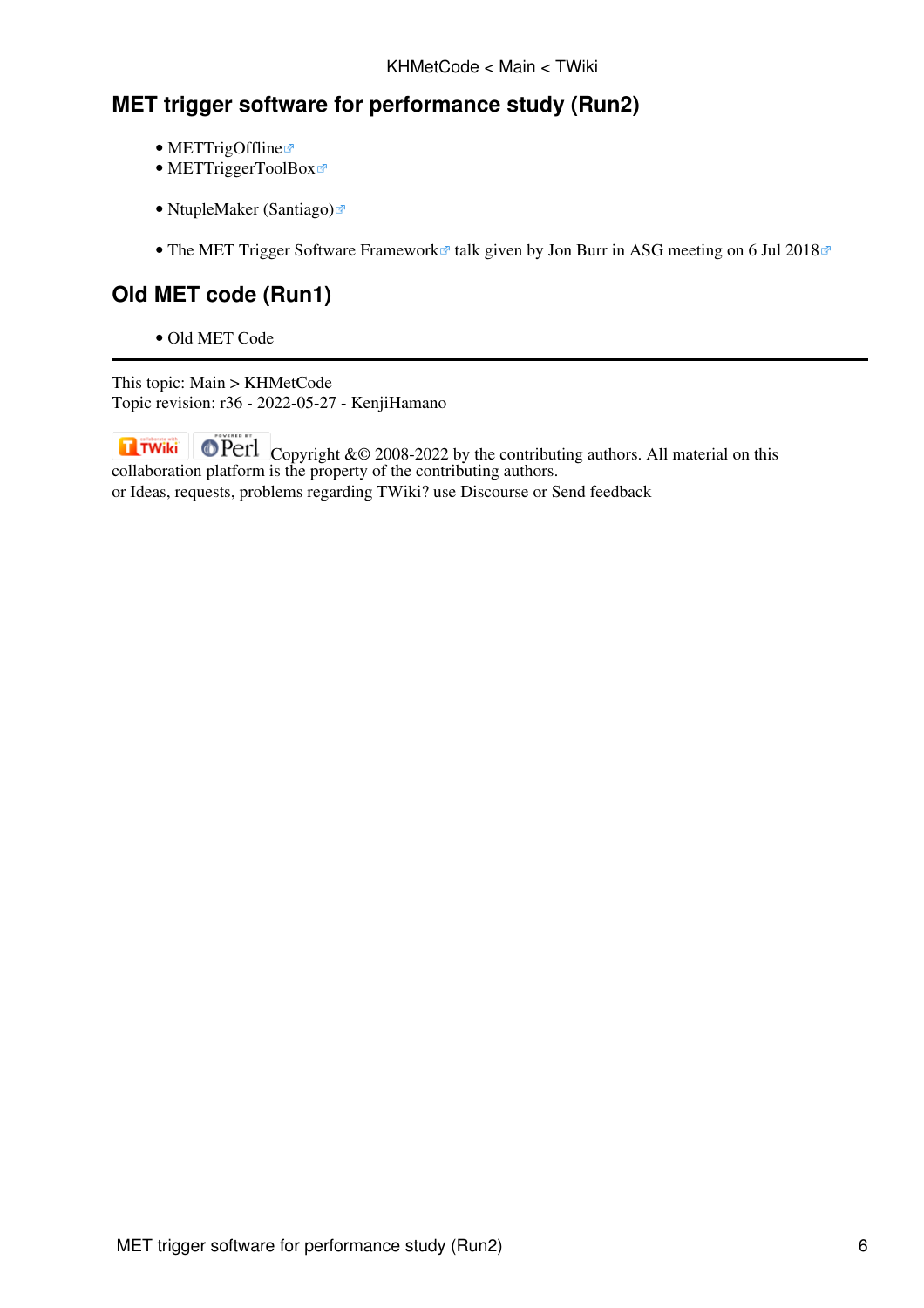## MET trigger software for performance study (Run2)

- METTrigOffline
- METTriggerToolBox

- NtupleMaker (Santiago)

- The MET Trigger Software Framework talk given by Jon Burr in ASG meeting on 6 Jul 2018

## Old MET code (Run1)

- Old MET Code

---

This topic: Main > KHMetCode
Topic revision: r36 - 2022-05-27 - KenjiHamano

Copyright &© 2008-2022 by the contributing authors. All material on this collaboration platform is the property of the contributing authors.
or Ideas, requests, problems regarding TWiki? use Discourse or Send feedback